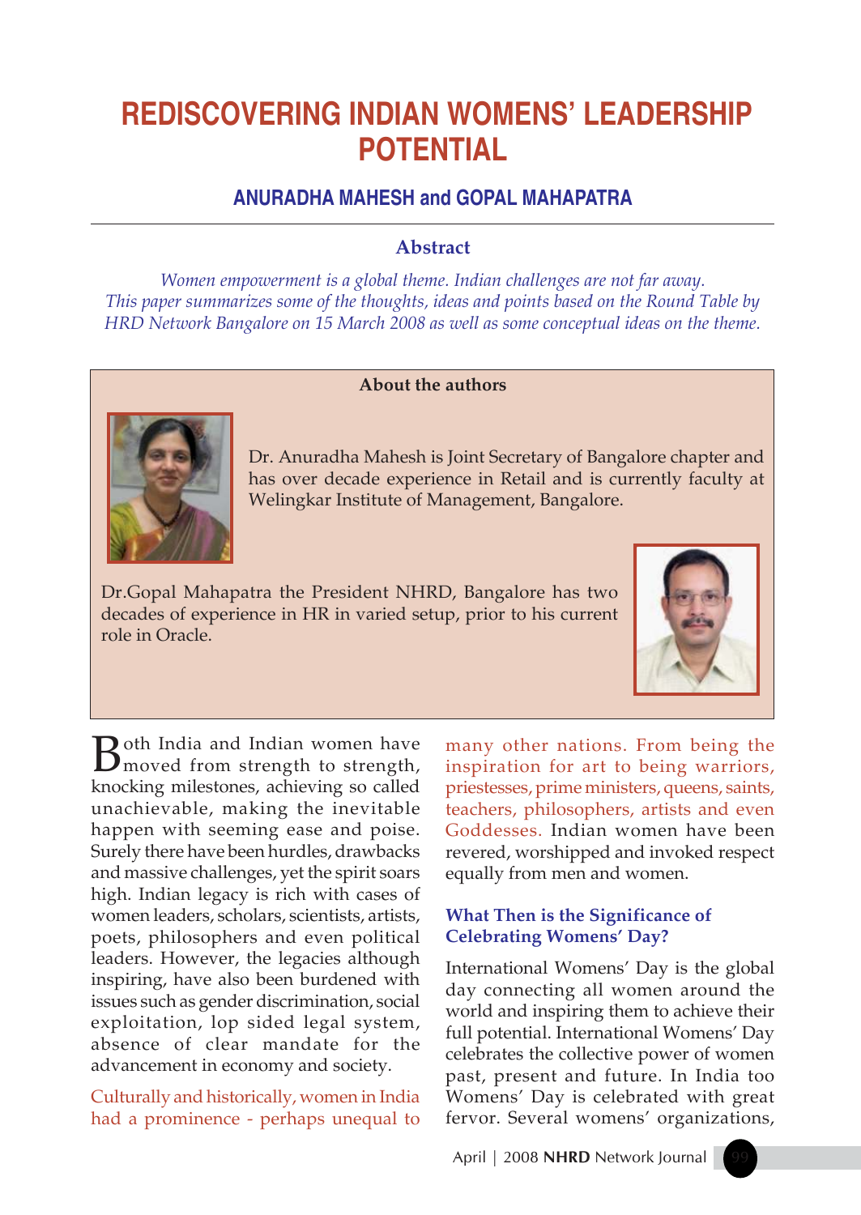# REDISCOVERING INDIAN WOMENS' LEADERSHIP POTENTIAL

### ANURADHA MAHESH and GOPAL MAHAPATRA

## Abstract

*Women empowerment is a global theme. Indian challenges are not far away. This paper summarizes some of the thoughts, ideas and points based on the Round Table by HRD Network Bangalore on 15 March 2008 as well as some conceptual ideas on the theme.*

**About the authors**

Dr. Anuradha Mahesh is Joint Secretary of Bangalore chapter and has over decade experience in Retail and is currently faculty at Welingkar Institute of Management, Bangalore.

Dr.Gopal Mahapatra the President NHRD, Bangalore has two decades of experience in HR in varied setup, prior to his current role in Oracle.

Both India and Indian women have moved from strength to strength, knocking milestones, achieving so called unachievable, making the inevitable happen with seeming ease and poise. Surely there have been hurdles, drawbacks and massive challenges, yet the spirit soars high. Indian legacy is rich with cases of women leaders, scholars, scientists, artists, poets, philosophers and even political leaders. However, the legacies although inspiring, have also been burdened with issues such as gender discrimination, social exploitation, lop sided legal system, absence of clear mandate for the advancement in economy and society.

Culturally and historically, women in India had a prominence - perhaps unequal to many other nations. From being the inspiration for art to being warriors, priestesses, prime ministers, queens, saints, teachers, philosophers, artists and even Goddesses. Indian women have been revered, worshipped and invoked respect equally from men and women.

### What Then is the Significance of Celebrating Womens' Day?

International Womens' Day is the global day connecting all women around the world and inspiring them to achieve their full potential. International Womens' Day celebrates the collective power of women past, present and future. In India too Womens' Day is celebrated with great fervor. Several womens' organizations,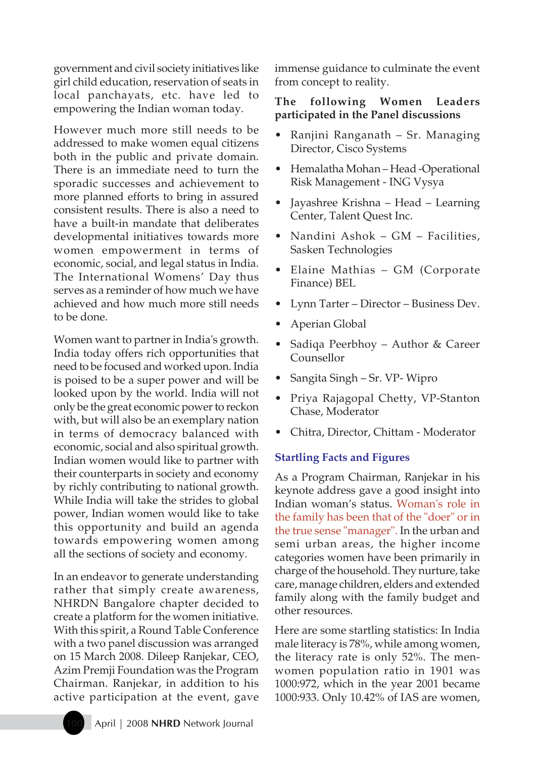government and civil society initiatives like girl child education, reservation of seats in local panchayats, etc. have led to empowering the Indian woman today.

However much more still needs to be addressed to make women equal citizens both in the public and private domain. There is an immediate need to turn the sporadic successes and achievement to more planned efforts to bring in assured consistent results. There is also a need to have a built-in mandate that deliberates developmental initiatives towards more women empowerment in terms of economic, social, and legal status in India. The International Womens' Day thus serves as a reminder of how much we have achieved and how much more still needs to be done.

Women want to partner in India's growth. India today offers rich opportunities that need to be focused and worked upon. India is poised to be a super power and will be looked upon by the world. India will not only be the great economic power to reckon with, but will also be an exemplary nation in terms of democracy balanced with economic, social and also spiritual growth. Indian women would like to partner with their counterparts in society and economy by richly contributing to national growth. While India will take the strides to global power, Indian women would like to take this opportunity and build an agenda towards empowering women among all the sections of society and economy.

In an endeavor to generate understanding rather that simply create awareness, NHRDN Bangalore chapter decided to create a platform for the women initiative. With this spirit, a Round Table Conference with a two panel discussion was arranged on 15 March 2008. Dileep Ranjekar, CEO, Azim Premji Foundation was the Program Chairman. Ranjekar, in addition to his active participation at the event, gave immense guidance to culminate the event from concept to reality.

**The following Women Leaders participated in the Panel discussions**

- Ranjini Ranganath – Sr. Managing Director, Cisco Systems
- Hemalatha Mohan – Head -Operational Risk Management - ING Vysya
- Jayashree Krishna – Head – Learning Center, Talent Quest Inc.
- Nandini Ashok – GM – Facilities, Sasken Technologies
- Elaine Mathias – GM (Corporate Finance) BEL
- Lynn Tarter – Director – Business Dev.
- Aperian Global
- Sadiqa Peerbhoy – Author & Career Counsellor
- Sangita Singh – Sr. VP- Wipro
- Priya Rajagopal Chetty, VP-Stanton Chase, Moderator
- Chitra, Director, Chittam - Moderator

## Startling Facts and Figures

As a Program Chairman, Ranjekar in his keynote address gave a good insight into Indian woman's status. Woman's role in the family has been that of the "doer" or in the true sense "manager". In the urban and semi urban areas, the higher income categories women have been primarily in charge of the household. They nurture, take care, manage children, elders and extended family along with the family budget and other resources.

Here are some startling statistics: In India male literacy is 78%, while among women, the literacy rate is only 52%. The men-women population ratio in 1901 was 1000:972, which in the year 2001 became 1000:933. Only 10.42% of IAS are women,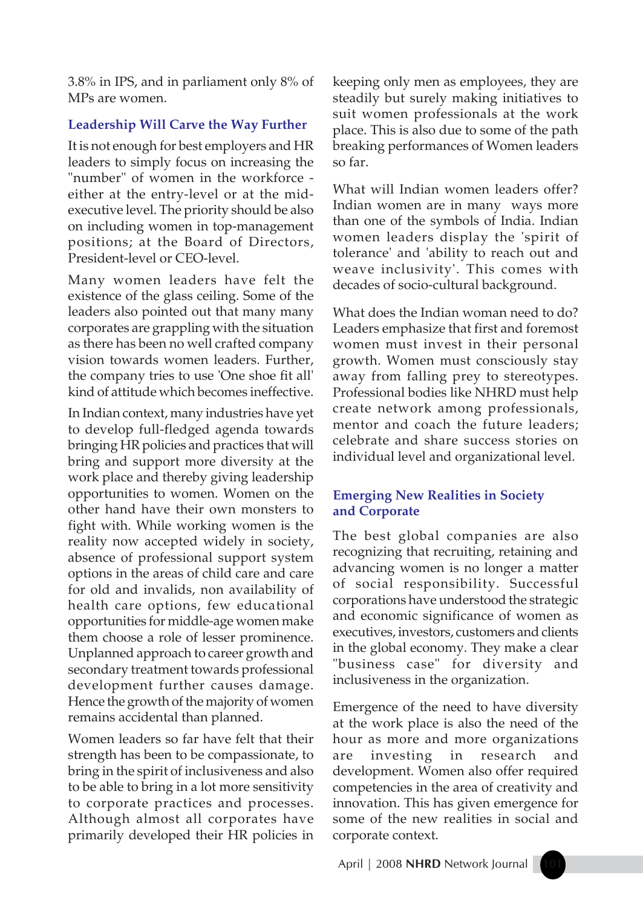3.8% in IPS, and in parliament only 8% of MPs are women.

### Leadership Will Carve the Way Further

It is not enough for best employers and HR leaders to simply focus on increasing the "number" of women in the workforce - either at the entry-level or at the mid-executive level. The priority should be also on including women in top-management positions; at the Board of Directors, President-level or CEO-level.

Many women leaders have felt the existence of the glass ceiling. Some of the leaders also pointed out that many many corporates are grappling with the situation as there has been no well crafted company vision towards women leaders. Further, the company tries to use 'One shoe fit all' kind of attitude which becomes ineffective.

In Indian context, many industries have yet to develop full-fledged agenda towards bringing HR policies and practices that will bring and support more diversity at the work place and thereby giving leadership opportunities to women. Women on the other hand have their own monsters to fight with. While working women is the reality now accepted widely in society, absence of professional support system options in the areas of child care and care for old and invalids, non availability of health care options, few educational opportunities for middle-age women make them choose a role of lesser prominence. Unplanned approach to career growth and secondary treatment towards professional development further causes damage. Hence the growth of the majority of women remains accidental than planned.

Women leaders so far have felt that their strength has been to be compassionate, to bring in the spirit of inclusiveness and also to be able to bring in a lot more sensitivity to corporate practices and processes. Although almost all corporates have primarily developed their HR policies in keeping only men as employees, they are steadily but surely making initiatives to suit women professionals at the work place. This is also due to some of the path breaking performances of Women leaders so far.

What will Indian women leaders offer? Indian women are in many ways more than one of the symbols of India. Indian women leaders display the 'spirit of tolerance' and 'ability to reach out and weave inclusivity'. This comes with decades of socio-cultural background.

What does the Indian woman need to do? Leaders emphasize that first and foremost women must invest in their personal growth. Women must consciously stay away from falling prey to stereotypes. Professional bodies like NHRD must help create network among professionals, mentor and coach the future leaders; celebrate and share success stories on individual level and organizational level.

### Emerging New Realities in Society and Corporate

The best global companies are also recognizing that recruiting, retaining and advancing women is no longer a matter of social responsibility. Successful corporations have understood the strategic and economic significance of women as executives, investors, customers and clients in the global economy. They make a clear "business case" for diversity and inclusiveness in the organization.

Emergence of the need to have diversity at the work place is also the need of the hour as more and more organizations are investing in research and development. Women also offer required competencies in the area of creativity and innovation. This has given emergence for some of the new realities in social and corporate context.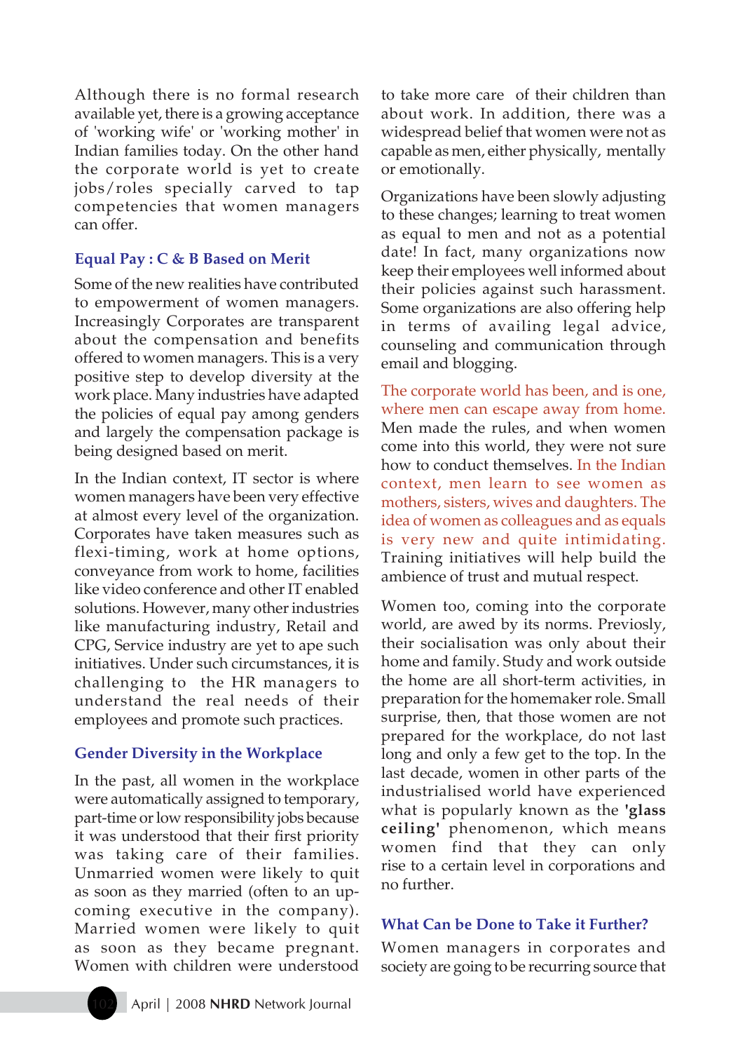Although there is no formal research available yet, there is a growing acceptance of 'working wife' or 'working mother' in Indian families today. On the other hand the corporate world is yet to create jobs/roles specially carved to tap competencies that women managers can offer.

### Equal Pay : C & B Based on Merit

Some of the new realities have contributed to empowerment of women managers. Increasingly Corporates are transparent about the compensation and benefits offered to women managers. This is a very positive step to develop diversity at the work place. Many industries have adapted the policies of equal pay among genders and largely the compensation package is being designed based on merit.

In the Indian context, IT sector is where women managers have been very effective at almost every level of the organization. Corporates have taken measures such as flexi-timing, work at home options, conveyance from work to home, facilities like video conference and other IT enabled solutions. However, many other industries like manufacturing industry, Retail and CPG, Service industry are yet to ape such initiatives. Under such circumstances, it is challenging to the HR managers to understand the real needs of their employees and promote such practices.

### Gender Diversity in the Workplace

In the past, all women in the workplace were automatically assigned to temporary, part-time or low responsibility jobs because it was understood that their first priority was taking care of their families. Unmarried women were likely to quit as soon as they married (often to an up-coming executive in the company). Married women were likely to quit as soon as they became pregnant. Women with children were understood to take more care of their children than about work. In addition, there was a widespread belief that women were not as capable as men, either physically, mentally or emotionally.

Organizations have been slowly adjusting to these changes; learning to treat women as equal to men and not as a potential date! In fact, many organizations now keep their employees well informed about their policies against such harassment. Some organizations are also offering help in terms of availing legal advice, counseling and communication through email and blogging.

The corporate world has been, and is one, where men can escape away from home. Men made the rules, and when women come into this world, they were not sure how to conduct themselves. In the Indian context, men learn to see women as mothers, sisters, wives and daughters. The idea of women as colleagues and as equals is very new and quite intimidating. Training initiatives will help build the ambience of trust and mutual respect.

Women too, coming into the corporate world, are awed by its norms. Previously, their socialisation was only about their home and family. Study and work outside the home are all short-term activities, in preparation for the homemaker role. Small surprise, then, that those women are not prepared for the workplace, do not last long and only a few get to the top. In the last decade, women in other parts of the industrialised world have experienced what is popularly known as the **'glass ceiling'** phenomenon, which means women find that they can only rise to a certain level in corporations and no further.

### What Can be Done to Take it Further?

Women managers in corporates and society are going to be recurring source that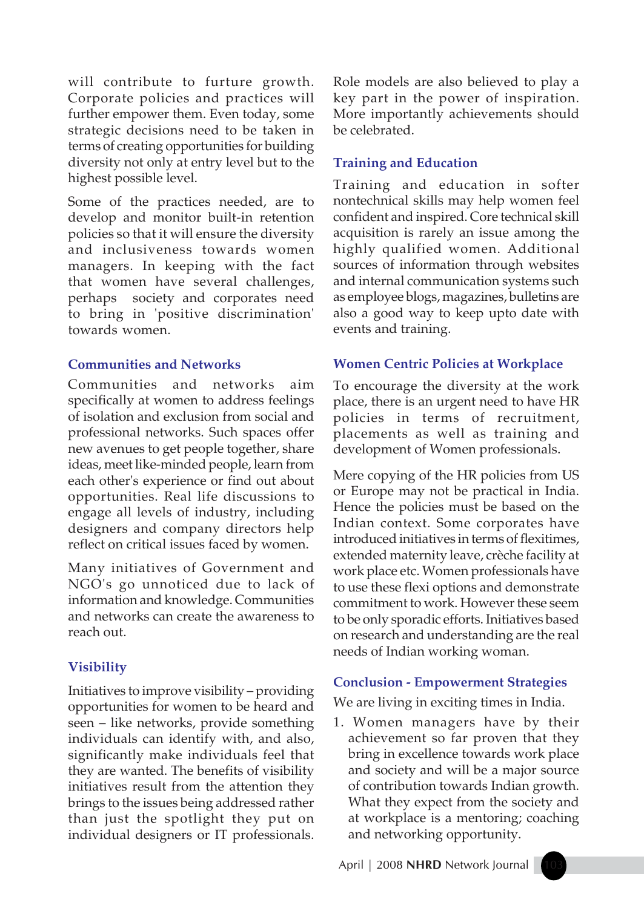will contribute to furture growth. Corporate policies and practices will further empower them. Even today, some strategic decisions need to be taken in terms of creating opportunities for building diversity not only at entry level but to the highest possible level.

Some of the practices needed, are to develop and monitor built-in retention policies so that it will ensure the diversity and inclusiveness towards women managers. In keeping with the fact that women have several challenges, perhaps society and corporates need to bring in 'positive discrimination' towards women.

### Communities and Networks

Communities and networks aim specifically at women to address feelings of isolation and exclusion from social and professional networks. Such spaces offer new avenues to get people together, share ideas, meet like-minded people, learn from each other's experience or find out about opportunities. Real life discussions to engage all levels of industry, including designers and company directors help reflect on critical issues faced by women.

Many initiatives of Government and NGO's go unnoticed due to lack of information and knowledge. Communities and networks can create the awareness to reach out.

### Visibility

Initiatives to improve visibility – providing opportunities for women to be heard and seen – like networks, provide something individuals can identify with, and also, significantly make individuals feel that they are wanted. The benefits of visibility initiatives result from the attention they brings to the issues being addressed rather than just the spotlight they put on individual designers or IT professionals. Role models are also believed to play a key part in the power of inspiration. More importantly achievements should be celebrated.

### Training and Education

Training and education in softer nontechnical skills may help women feel confident and inspired. Core technical skill acquisition is rarely an issue among the highly qualified women. Additional sources of information through websites and internal communication systems such as employee blogs, magazines, bulletins are also a good way to keep upto date with events and training.

### Women Centric Policies at Workplace

To encourage the diversity at the work place, there is an urgent need to have HR policies in terms of recruitment, placements as well as training and development of Women professionals.

Mere copying of the HR policies from US or Europe may not be practical in India. Hence the policies must be based on the Indian context. Some corporates have introduced initiatives in terms of flexitimes, extended maternity leave, crèche facility at work place etc. Women professionals have to use these flexi options and demonstrate commitment to work. However these seem to be only sporadic efforts. Initiatives based on research and understanding are the real needs of Indian working woman.

### Conclusion - Empowerment Strategies

We are living in exciting times in India.

1. Women managers have by their achievement so far proven that they bring in excellence towards work place and society and will be a major source of contribution towards Indian growth. What they expect from the society and at workplace is a mentoring; coaching and networking opportunity.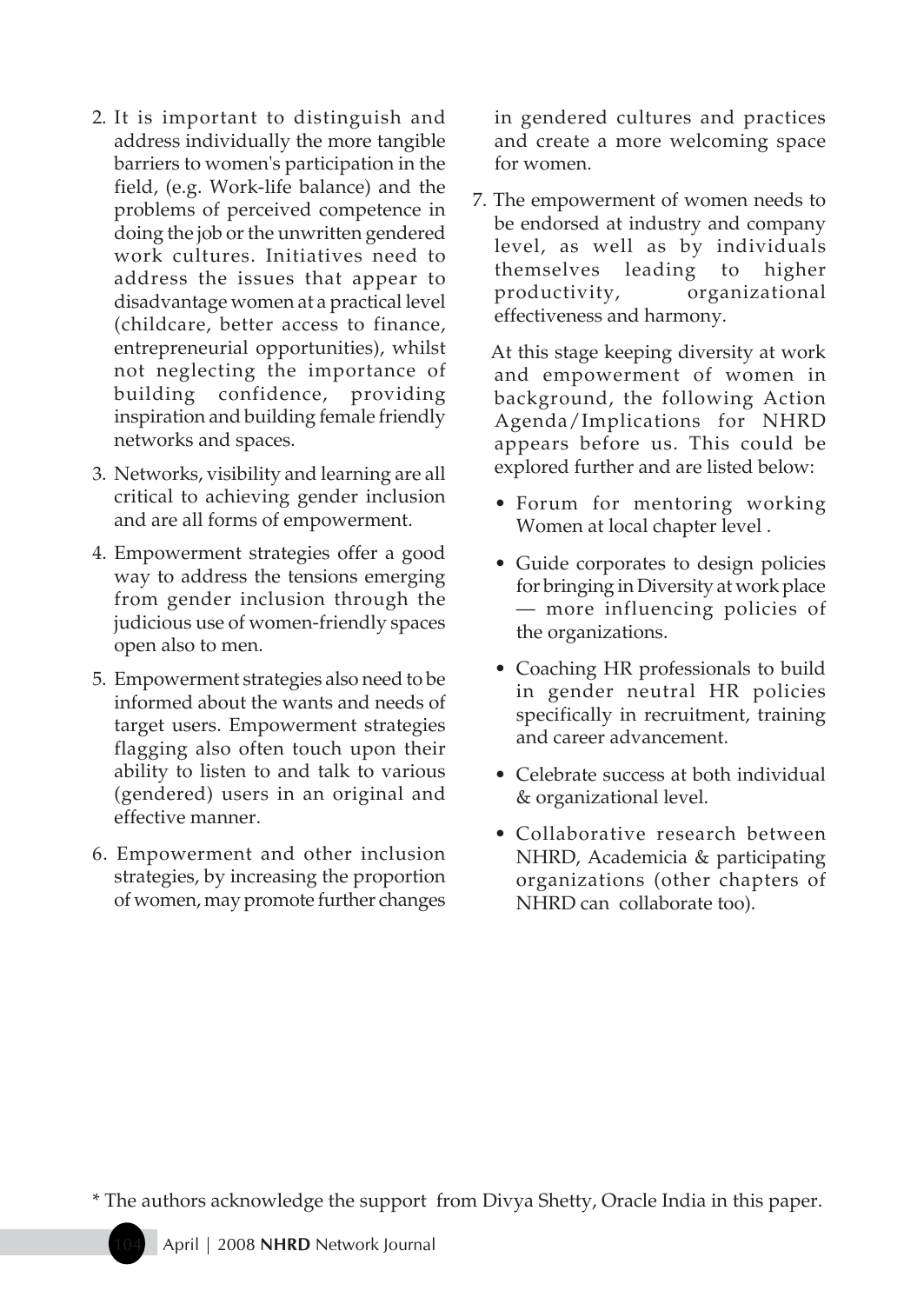2. It is important to distinguish and address individually the more tangible barriers to women's participation in the field, (e.g. Work-life balance) and the problems of perceived competence in doing the job or the unwritten gendered work cultures. Initiatives need to address the issues that appear to disadvantage women at a practical level (childcare, better access to finance, entrepreneurial opportunities), whilst not neglecting the importance of building confidence, providing inspiration and building female friendly networks and spaces.

3. Networks, visibility and learning are all critical to achieving gender inclusion and are all forms of empowerment.

4. Empowerment strategies offer a good way to address the tensions emerging from gender inclusion through the judicious use of women-friendly spaces open also to men.

5. Empowerment strategies also need to be informed about the wants and needs of target users. Empowerment strategies flagging also often touch upon their ability to listen to and talk to various (gendered) users in an original and effective manner.

6. Empowerment and other inclusion strategies, by increasing the proportion of women, may promote further changes in gendered cultures and practices and create a more welcoming space for women.

7. The empowerment of women needs to be endorsed at industry and company level, as well as by individuals themselves leading to higher productivity, organizational effectiveness and harmony.

At this stage keeping diversity at work and empowerment of women in background, the following Action Agenda/Implications for NHRD appears before us. This could be explored further and are listed below:

- Forum for mentoring working Women at local chapter level .
- Guide corporates to design policies for bringing in Diversity at work place — more influencing policies of the organizations.
- Coaching HR professionals to build in gender neutral HR policies specifically in recruitment, training and career advancement.
- Celebrate success at both individual & organizational level.
- Collaborative research between NHRD, Academicia & participating organizations (other chapters of NHRD can collaborate too).

* The authors acknowledge the support from Divya Shetty, Oracle India in this paper.